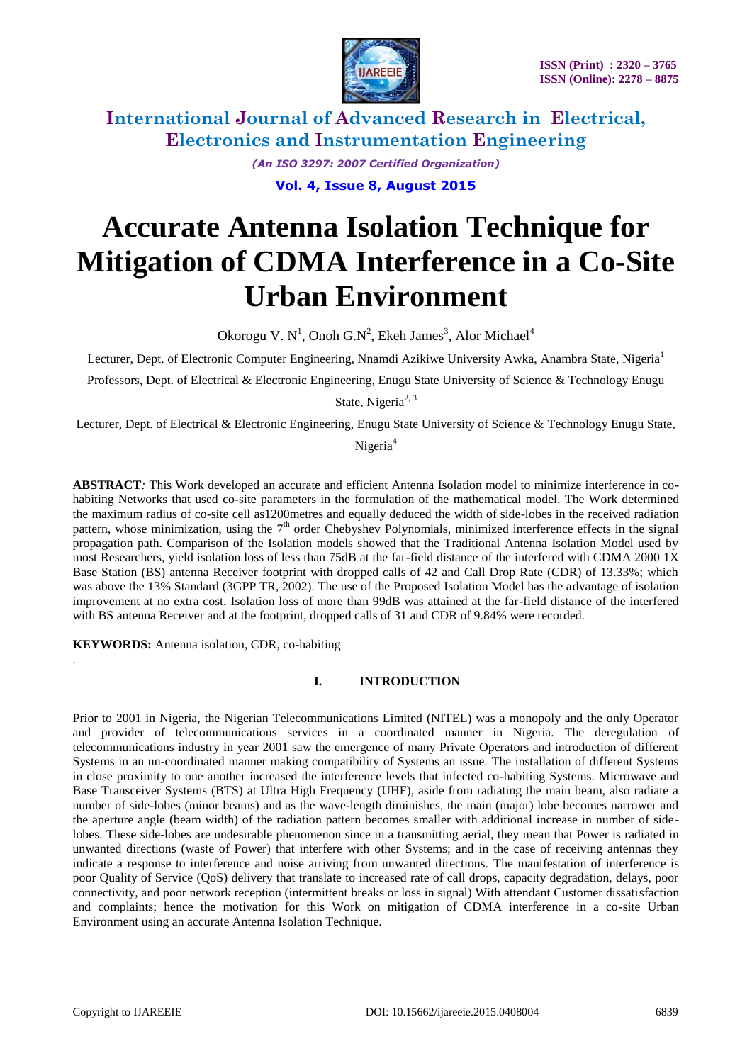# Accurate Antenna Isolation Technique for Mitigation of CDMA Interference in a Co-Site Urban Environment

Okorogu V. N[1], Onoh G.N[2], Ekeh James[3], Alor Michael[4]

Lecturer, Dept. of Electronic Computer Engineering, Nnamdi Azikiwe University Awka, Anambra State, Nigeria[1]

Professors, Dept. of Electrical & Electronic Engineering, Enugu State University of Science & Technology Enugu State, Nigeria[2, 3]

Lecturer, Dept. of Electrical & Electronic Engineering, Enugu State University of Science & Technology Enugu State, Nigeria[4]

**ABSTRACT**: This Work developed an accurate and efficient Antenna Isolation model to minimize interference in co-habiting Networks that used co-site parameters in the formulation of the mathematical model. The Work determined the maximum radius of co-site cell as1200metres and equally deduced the width of side-lobes in the received radiation pattern, whose minimization, using the $7^{th}$ order Chebyshev Polynomials, minimized interference effects in the signal propagation path. Comparison of the Isolation models showed that the Traditional Antenna Isolation Model used by most Researchers, yield isolation loss of less than 75dB at the far-field distance of the interfered with CDMA 2000 1X Base Station (BS) antenna Receiver footprint with dropped calls of 42 and Call Drop Rate (CDR) of 13.33%; which was above the 13% Standard (3GPP TR, 2002). The use of the Proposed Isolation Model has the advantage of isolation improvement at no extra cost. Isolation loss of more than 99dB was attained at the far-field distance of the interfered with BS antenna Receiver and at the footprint, dropped calls of 31 and CDR of 9.84% were recorded.

**KEYWORDS:** Antenna isolation, CDR, co-habiting

## I. INTRODUCTION

Prior to 2001 in Nigeria, the Nigerian Telecommunications Limited (NITEL) was a monopoly and the only Operator and provider of telecommunications services in a coordinated manner in Nigeria. The deregulation of telecommunications industry in year 2001 saw the emergence of many Private Operators and introduction of different Systems in an un-coordinated manner making compatibility of Systems an issue. The installation of different Systems in close proximity to one another increased the interference levels that infected co-habiting Systems. Microwave and Base Transceiver Systems (BTS) at Ultra High Frequency (UHF), aside from radiating the main beam, also radiate a number of side-lobes (minor beams) and as the wave-length diminishes, the main (major) lobe becomes narrower and the aperture angle (beam width) of the radiation pattern becomes smaller with additional increase in number of side-lobes. These side-lobes are undesirable phenomenon since in a transmitting aerial, they mean that Power is radiated in unwanted directions (waste of Power) that interfere with other Systems; and in the case of receiving antennas they indicate a response to interference and noise arriving from unwanted directions. The manifestation of interference is poor Quality of Service (QoS) delivery that translate to increased rate of call drops, capacity degradation, delays, poor connectivity, and poor network reception (intermittent breaks or loss in signal) With attendant Customer dissatisfaction and complaints; hence the motivation for this Work on mitigation of CDMA interference in a co-site Urban Environment using an accurate Antenna Isolation Technique.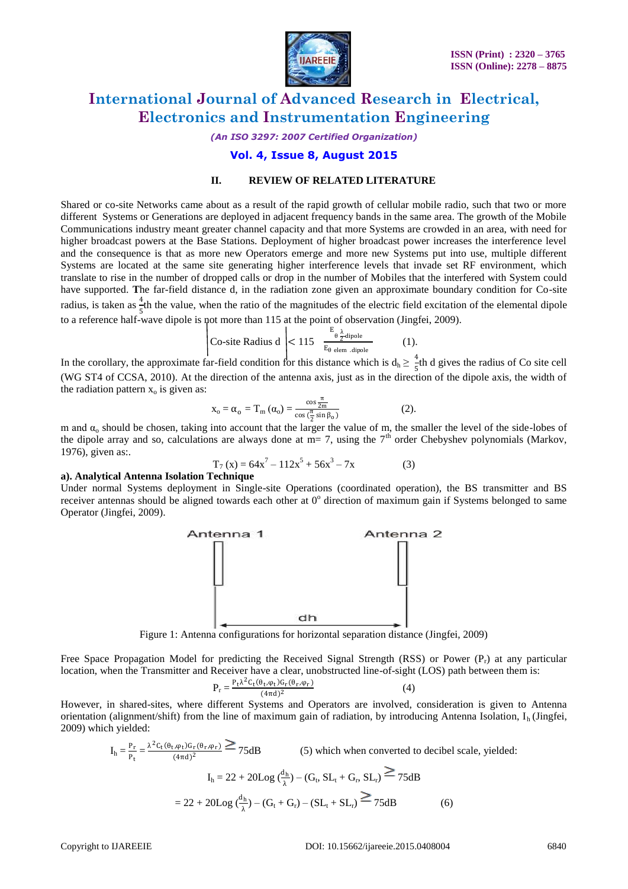## II. REVIEW OF RELATED LITERATURE

Shared or co-site Networks came about as a result of the rapid growth of cellular mobile radio, such that two or more different Systems or Generations are deployed in adjacent frequency bands in the same area. The growth of the Mobile Communications industry meant greater channel capacity and that more Systems are crowded in an area, with need for higher broadcast powers at the Base Stations. Deployment of higher broadcast power increases the interference level and the consequence is that as more new Operators emerge and more new Systems put into use, multiple different Systems are located at the same site generating higher interference levels that invade set RF environment, which translate to rise in the number of dropped calls or drop in the number of Mobiles that the interfered with System could have supported. The far-field distance d, in the radiation zone given an approximate boundary condition for Co-site radius, is taken as $\frac{4}{5}$th the value, when the ratio of the magnitudes of the electric field excitation of the elemental dipole to a reference half-wave dipole is not more than 115 at the point of observation (Jingfei, 2009).

$$\left| \text{Co-site Radius d} \right| < 115 \quad \frac{E_{\theta\, \frac{\lambda}{2}\text{dipole}}}{E_{\theta\ \text{elem .dipole}}} \qquad (1).$$

In the corollary, the approximate far-field condition for this distance which is $d_h \geq \frac{4}{5}$th d gives the radius of Co site cell (WG ST4 of CCSA, 2010). At the direction of the antenna axis, just as in the direction of the dipole axis, the width of the radiation pattern $x_o$ is given as:

$$x_o = \alpha_o = T_m(\alpha_o) = \frac{\cos\frac{\pi}{2m}}{\cos\left(\frac{\pi}{2}\sin\beta_o\right)} \qquad (2).$$

m and $\alpha_o$ should be chosen, taking into account that the larger the value of m, the smaller the level of the side-lobes of the dipole array and so, calculations are always done at m= 7, using the 7th order Chebyshev polynomials (Markov, 1976), given as:.

$$T_7(x) = 64x^7 - 112x^5 + 56x^3 - 7x \qquad (3)$$

**a). Analytical Antenna Isolation Technique**

Under normal Systems deployment in Single-site Operations (coordinated operation), the BS transmitter and BS receiver antennas should be aligned towards each other at $0^o$ direction of maximum gain if Systems belonged to same Operator (Jingfei, 2009).

Figure 1: Antenna configurations for horizontal separation distance (Jingfei, 2009)

Free Space Propagation Model for predicting the Received Signal Strength (RSS) or Power ($P_r$) at any particular location, when the Transmitter and Receiver have a clear, unobstructed line-of-sight (LOS) path between them is:

$$P_r = \frac{P_t \lambda^2 G_t(\theta_t, \varphi_t) G_r(\theta_r, \varphi_r)}{(4\pi d)^2} \qquad (4)$$

However, in shared-sites, where different Systems and Operators are involved, consideration is given to Antenna orientation (alignment/shift) from the line of maximum gain of radiation, by introducing Antenna Isolation, $I_h$ (Jingfei, 2009) which yielded:

$$I_h = \frac{P_r}{P_t} = \frac{\lambda^2 G_t(\theta_t, \varphi_t) G_r(\theta_r, \varphi_r)}{(4\pi d)^2} \geq 75\text{dB} \qquad (5)$$

which when converted to decibel scale, yielded:

$$I_h = 22 + 20\text{Log}\left(\frac{d_h}{\lambda}\right) - (G_t, SL_t + G_r, SL_r) \geq 75\text{dB}$$

$$= 22 + 20\text{Log}\left(\frac{d_h}{\lambda}\right) - (G_t + G_r) - (SL_t + SL_r) \geq 75\text{dB} \qquad (6)$$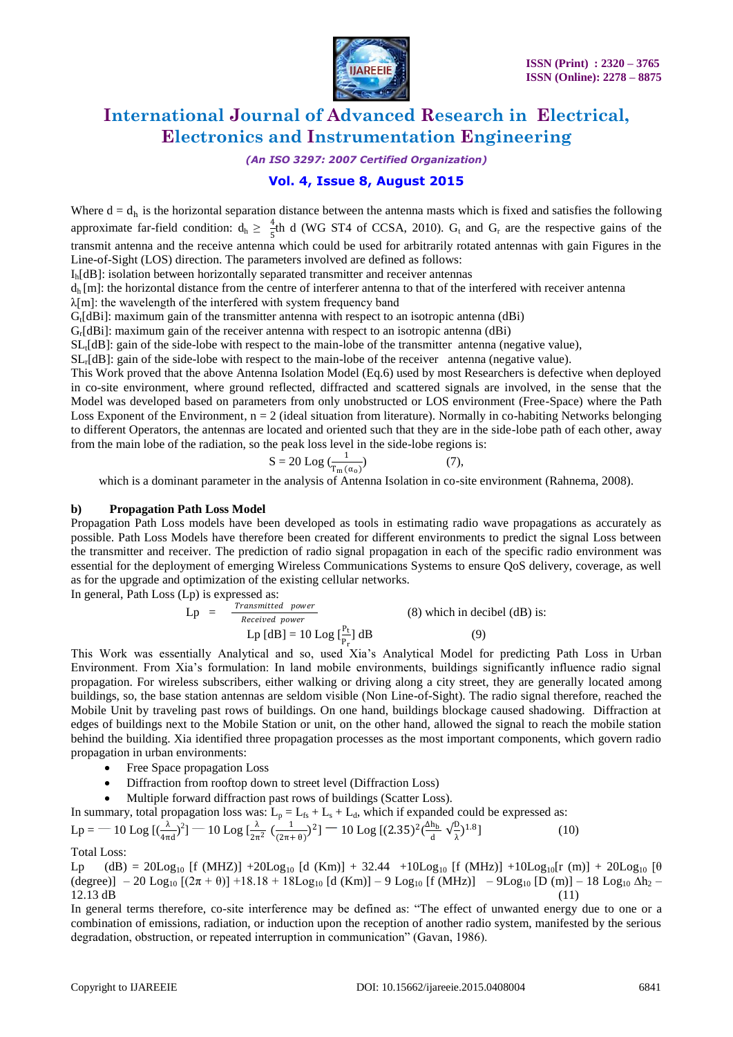Where d = $d_h$ is the horizontal separation distance between the antenna masts which is fixed and satisfies the following approximate far-field condition: $d_h \geq \frac{4}{5}$th d (WG ST4 of CCSA, 2010). $G_t$ and $G_r$ are the respective gains of the transmit antenna and the receive antenna which could be used for arbitrarily rotated antennas with gain Figures in the Line-of-Sight (LOS) direction. The parameters involved are defined as follows:

$I_h$[dB]: isolation between horizontally separated transmitter and receiver antennas

$d_h$ [m]: the horizontal distance from the centre of interferer antenna to that of the interfered with receiver antenna

λ[m]: the wavelength of the interfered with system frequency band

$G_t$[dBi]: maximum gain of the transmitter antenna with respect to an isotropic antenna (dBi)

$G_r$[dBi]: maximum gain of the receiver antenna with respect to an isotropic antenna (dBi)

$SL_t$[dB]: gain of the side-lobe with respect to the main-lobe of the transmitter antenna (negative value),

$SL_r$[dB]: gain of the side-lobe with respect to the main-lobe of the receiver antenna (negative value).

This Work proved that the above Antenna Isolation Model (Eq.6) used by most Researchers is defective when deployed in co-site environment, where ground reflected, diffracted and scattered signals are involved, in the sense that the Model was developed based on parameters from only unobstructed or LOS environment (Free-Space) where the Path Loss Exponent of the Environment, n = 2 (ideal situation from literature). Normally in co-habiting Networks belonging to different Operators, the antennas are located and oriented such that they are in the side-lobe path of each other, away from the main lobe of the radiation, so the peak loss level in the side-lobe regions is:

$$S = 20 \text{ Log } \left(\frac{1}{T_m(\alpha_0)}\right) \qquad (7),$$

which is a dominant parameter in the analysis of Antenna Isolation in co-site environment (Rahnema, 2008).

**b) Propagation Path Loss Model**

Propagation Path Loss models have been developed as tools in estimating radio wave propagations as accurately as possible. Path Loss Models have therefore been created for different environments to predict the signal Loss between the transmitter and receiver. The prediction of radio signal propagation in each of the specific radio environment was essential for the deployment of emerging Wireless Communications Systems to ensure QoS delivery, coverage, as well as for the upgrade and optimization of the existing cellular networks.

In general, Path Loss (Lp) is expressed as:

$$Lp = \frac{\textit{Transmitted power}}{\textit{Received power}} \qquad (8) \text{ which in decibel (dB) is:}$$

$$Lp \text{ [dB]} = 10 \text{ Log } \left[\frac{P_t}{P_r}\right] \text{ dB} \qquad (9)$$

This Work was essentially Analytical and so, used Xia's Analytical Model for predicting Path Loss in Urban Environment. From Xia's formulation: In land mobile environments, buildings significantly influence radio signal propagation. For wireless subscribers, either walking or driving along a city street, they are generally located among buildings, so, the base station antennas are seldom visible (Non Line-of-Sight). The radio signal therefore, reached the Mobile Unit by traveling past rows of buildings. On one hand, buildings blockage caused shadowing. Diffraction at edges of buildings next to the Mobile Station or unit, on the other hand, allowed the signal to reach the mobile station behind the building. Xia identified three propagation processes as the most important components, which govern radio propagation in urban environments:

- Free Space propagation Loss
- Diffraction from rooftop down to street level (Diffraction Loss)
- Multiple forward diffraction past rows of buildings (Scatter Loss).

In summary, total propagation loss was: $L_p = L_{fs} + L_s + L_d$, which if expanded could be expressed as:

$$Lp = -10 \text{ Log } \left[\left(\frac{\lambda}{4\pi d}\right)^2\right] - 10 \text{ Log } \left[\frac{\lambda}{2\pi^2}\left(\frac{1}{(2\pi+\theta)}\right)^2\right] - 10 \text{ Log } \left[(2.35)^2\left(\frac{\Delta h_b}{d}\sqrt{\frac{D}{\lambda}}\right)^{1.8}\right] \qquad (10)$$

Total Loss:

$$Lp \text{ (dB)} = 20\text{Log}_{10} \text{ [f (MHZ)]} + 20\text{Log}_{10} \text{ [d (Km)]} + 32.44 + 10\text{Log}_{10} \text{ [f (MHz)]} + 10\text{Log}_{10}\text{[r (m)]} + 20\text{Log}_{10} \text{ [}\theta \text{ (degree)]} - 20 \text{ Log}_{10} \text{ [(}2\pi + \theta\text{)]} + 18.18 + 18\text{Log}_{10} \text{ [d (Km)]} - 9 \text{ Log}_{10} \text{ [f (MHz)]} - 9\text{Log}_{10} \text{ [D (m)]} - 18 \text{ Log}_{10} \Delta h_2 - 12.13 \text{ dB} \qquad (11)$$

In general terms therefore, co-site interference may be defined as: "The effect of unwanted energy due to one or a combination of emissions, radiation, or induction upon the reception of another radio system, manifested by the serious degradation, obstruction, or repeated interruption in communication" (Gavan, 1986).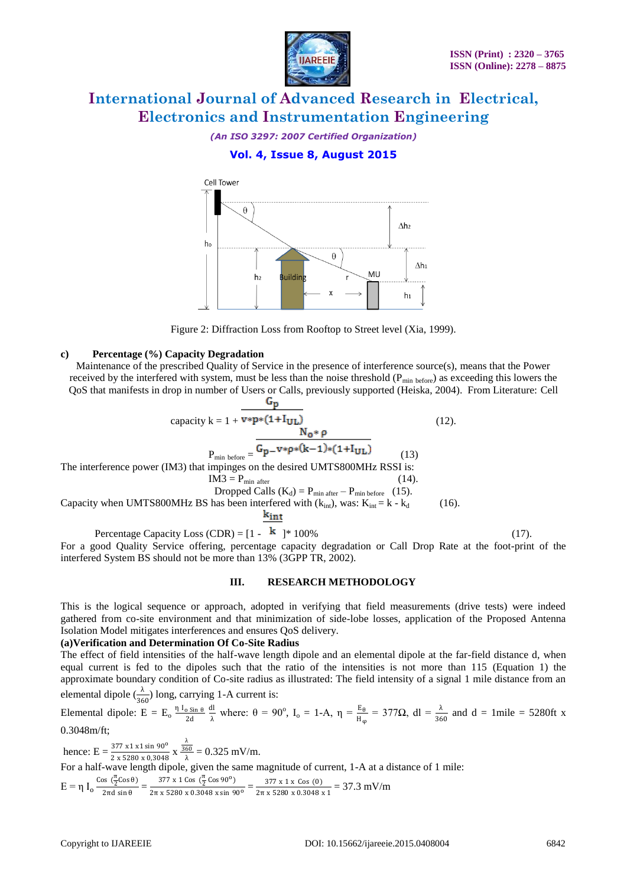Figure 2: Diffraction Loss from Rooftop to Street level (Xia, 1999).

**c) Percentage (%) Capacity Degradation**

Maintenance of the prescribed Quality of Service in the presence of interference source(s), means that the Power received by the interfered with system, must be less than the noise threshold ($P_{min\ before}$) as exceeding this lowers the QoS that manifests in drop in number of Users or Calls, previously supported (Heiska, 2004). From Literature: Cell

$$\text{capacity } k = 1 + \frac{G_p}{v * p * (1 + I_{UL})} \tag{12}$$

$$P_{min\ before} = \frac{N_o * \rho}{G_p - v * \rho * (k-1) * (1 + I_{UL})} \tag{13}$$

The interference power (IM3) that impinges on the desired UMTS800MHz RSSI is:

$$IM3 = P_{min\ after} \tag{14}$$

$$\text{Dropped Calls } (K_d) = P_{min\ after} - P_{min\ before} \tag{15}$$

Capacity when UMTS800MHz BS has been interfered with ($k_{int}$), was: $K_{int} = k - k_d$ (16).

$$\text{Percentage Capacity Loss (CDR)} = \left[1 - \frac{k_{int}}{k}\right] * 100\% \tag{17}$$

For a good Quality Service offering, percentage capacity degradation or Call Drop Rate at the foot-print of the interfered System BS should not be more than 13% (3GPP TR, 2002).

## III. RESEARCH METHODOLOGY

This is the logical sequence or approach, adopted in verifying that field measurements (drive tests) were indeed gathered from co-site environment and that minimization of side-lobe losses, application of the Proposed Antenna Isolation Model mitigates interferences and ensures QoS delivery.

**(a)Verification and Determination Of Co-Site Radius**

The effect of field intensities of the half-wave length dipole and an elemental dipole at the far-field distance d, when equal current is fed to the dipoles such that the ratio of the intensities is not more than 115 (Equation 1) the approximate boundary condition of Co-site radius as illustrated: The field intensity of a signal 1 mile distance from an elemental dipole ($\frac{\lambda}{360}$) long, carrying 1-A current is:

Elemental dipole: $E = E_o \frac{\eta\, I_o \sin\theta}{2d} \frac{dl}{\lambda}$ where: $\theta = 90^o$, $I_o$ = 1-A, $\eta = \frac{E_\theta}{H_\varphi} = 377\Omega$, $dl = \frac{\lambda}{360}$ and d = 1mile = 5280ft x 0.3048m/ft;

hence: $E = \frac{377 \times 1 \times 1 \sin 90^o}{2 \times 5280 \times 0{,}3048} \times \frac{\frac{\lambda}{360}}{\lambda} = 0.325$ mV/m.

For a half-wave length dipole, given the same magnitude of current, 1-A at a distance of 1 mile:

$$E = \eta\, I_o \frac{\cos\left(\frac{\pi}{2}\cos\theta\right)}{2\pi d \sin\theta} = \frac{377 \times 1 \cos\left(\frac{\pi}{2}\cos 90^o\right)}{2\pi \times 5280 \times 0.3048 \times \sin 90^o} = \frac{377 \times 1 \times \cos(0)}{2\pi \times 5280 \times 0.3048 \times 1} = 37.3 \text{ mV/m}$$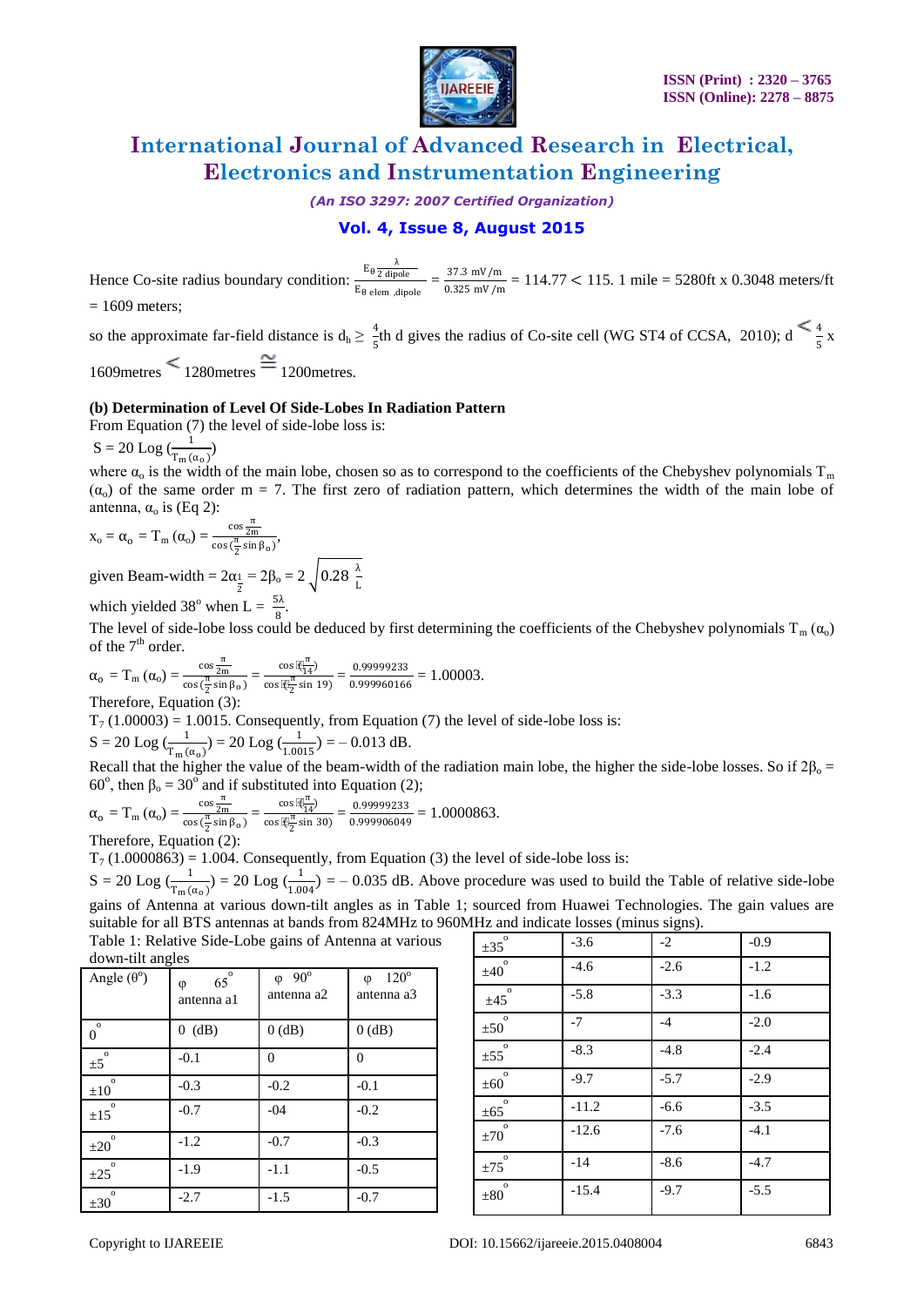Hence Co-site radius boundary condition: $\frac{E_{\theta \frac{\lambda}{2} dipole}}{E_{\theta\ elem\ ,dipole}} = \frac{37.3\ mV/m}{0.325\ mV/m} = 114.77 < 115$. 1 mile = 5280ft x 0.3048 meters/ft = 1609 meters;

so the approximate far-field distance is $d_h \geq \frac{4}{5}$th d gives the radius of Co-site cell (WG ST4 of CCSA, 2010); d $< \frac{4}{5}$ x 1609metres $<$ 1280metres $\cong$ 1200metres.

**(b) Determination of Level Of Side-Lobes In Radiation Pattern**

From Equation (7) the level of side-lobe loss is:

$S = 20 \text{ Log } (\frac{1}{T_m(\alpha_o)})$

where $\alpha_o$ is the width of the main lobe, chosen so as to correspond to the coefficients of the Chebyshev polynomials $T_m$ $(\alpha_o)$ of the same order m = 7. The first zero of radiation pattern, which determines the width of the main lobe of antenna, $\alpha_o$ is (Eq 2):

$x_o = \alpha_o = T_m(\alpha_o) = \frac{\cos\frac{\pi}{2m}}{\cos(\frac{\pi}{2}\sin\beta_o)}$,

given Beam-width $= 2\alpha_{\frac{1}{2}} = 2\beta_o = 2\sqrt{0.28\ \frac{\lambda}{L}}$

which yielded 38° when $L = \frac{5\lambda}{8}$.

The level of side-lobe loss could be deduced by first determining the coefficients of the Chebyshev polynomials $T_m(\alpha_o)$ of the 7th order.

$\alpha_o = T_m(\alpha_o) = \frac{\cos\frac{\pi}{2m}}{\cos(\frac{\pi}{2}\sin\beta_o)} = \frac{\cos(\frac{\pi}{14})}{\cos(\frac{\pi}{2}\sin 19)} = \frac{0.99999233}{0.999960166} = 1.00003.$

Therefore, Equation (3):

$T_7(1.00003) = 1.0015$. Consequently, from Equation (7) the level of side-lobe loss is:

$S = 20 \text{ Log } (\frac{1}{T_m(\alpha_o)}) = 20 \text{ Log } (\frac{1}{1.0015}) = -0.013$ dB.

Recall that the higher the value of the beam-width of the radiation main lobe, the higher the side-lobe losses. So if $2\beta_o = 60^o$, then $\beta_o = 30^o$ and if substituted into Equation (2);

$\alpha_o = T_m(\alpha_o) = \frac{\cos\frac{\pi}{2m}}{\cos(\frac{\pi}{2}\sin\beta_o)} = \frac{\cos(\frac{\pi}{14})}{\cos(\frac{\pi}{2}\sin 30)} = \frac{0.99999233}{0.999906049} = 1.0000863.$

Therefore, Equation (2):

$T_7(1.0000863) = 1.004$. Consequently, from Equation (3) the level of side-lobe loss is:

$S = 20 \text{ Log } (\frac{1}{T_m(\alpha_o)}) = 20 \text{ Log } (\frac{1}{1.004}) = -0.035$ dB. Above procedure was used to build the Table of relative side-lobe gains of Antenna at various down-tilt angles as in Table 1; sourced from Huawei Technologies. The gain values are suitable for all BTS antennas at bands from 824MHz to 960MHz and indicate losses (minus signs).

Table 1: Relative Side-Lobe gains of Antenna at various down-tilt angles

| Angle (θ°) | φ 65° antenna a1 | φ 90° antenna a2 | φ 120° antenna a3 |
|---|---|---|---|
| 0° | 0 (dB) | 0 (dB) | 0 (dB) |
| ±5° | -0.1 | 0 | 0 |
| ±10° | -0.3 | -0.2 | -0.1 |
| ±15° | -0.7 | -04 | -0.2 |
| ±20° | -1.2 | -0.7 | -0.3 |
| ±25° | -1.9 | -1.1 | -0.5 |
| ±30° | -2.7 | -1.5 | -0.7 |
| ±35° | -3.6 | -2 | -0.9 |
| ±40° | -4.6 | -2.6 | -1.2 |
| ±45° | -5.8 | -3.3 | -1.6 |
| ±50° | -7 | -4 | -2.0 |
| ±55° | -8.3 | -4.8 | -2.4 |
| ±60° | -9.7 | -5.7 | -2.9 |
| ±65° | -11.2 | -6.6 | -3.5 |
| ±70° | -12.6 | -7.6 | -4.1 |
| ±75° | -14 | -8.6 | -4.7 |
| ±80° | -15.4 | -9.7 | -5.5 |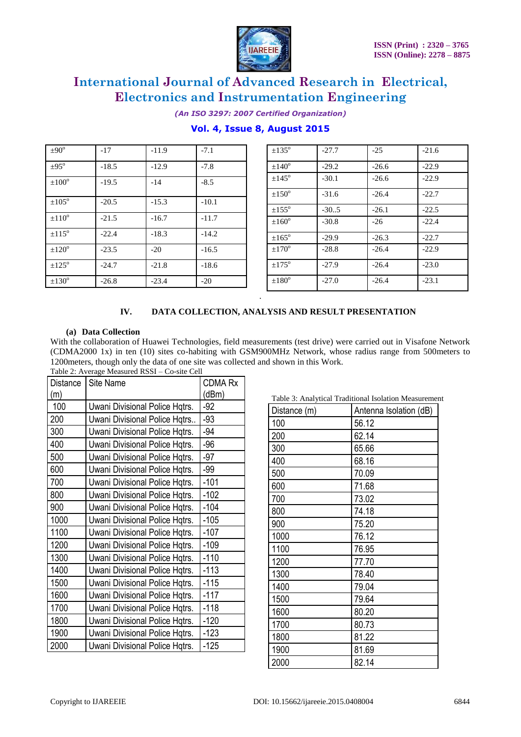| | | | |
|---|---|---|---|
| ±90° | -17 | -11.9 | -7.1 |
| ±95° | -18.5 | -12.9 | -7.8 |
| ±100° | -19.5 | -14 | -8.5 |
| ±105° | -20.5 | -15.3 | -10.1 |
| ±110° | -21.5 | -16.7 | -11.7 |
| ±115° | -22.4 | -18.3 | -14.2 |
| ±120° | -23.5 | -20 | -16.5 |
| ±125° | -24.7 | -21.8 | -18.6 |
| ±130° | -26.8 | -23.4 | -20 |
| ±135° | -27.7 | -25 | -21.6 |
| ±140° | -29.2 | -26.6 | -22.9 |
| ±145° | -30.1 | -26.6 | -22.9 |
| ±150° | -31.6 | -26.4 | -22.7 |
| ±155° | -30..5 | -26.1 | -22.5 |
| ±160° | -30.8 | -26 | -22.4 |
| ±165° | -29.9 | -26.3 | -22.7 |
| ±170° | -28.8 | -26.4 | -22.9 |
| ±175° | -27.9 | -26.4 | -23.0 |
| ±180° | -27.0 | -26.4 | -23.1 |

## IV. DATA COLLECTION, ANALYSIS AND RESULT PRESENTATION

### (a) Data Collection

With the collaboration of Huawei Technologies, field measurements (test drive) were carried out in Visafone Network (CDMA2000 1x) in ten (10) sites co-habiting with GSM900MHz Network, whose radius range from 500meters to 1200meters, though only the data of one site was collected and shown in this Work.

Table 2: Average Measured RSSI – Co-site Cell

| Distance (m) | Site Name | CDMA Rx (dBm) |
|---|---|---|
| 100 | Uwani Divisional Police Hqtrs. | -92 |
| 200 | Uwani Divisional Police Hqtrs.. | -93 |
| 300 | Uwani Divisional Police Hqtrs. | -94 |
| 400 | Uwani Divisional Police Hqtrs. | -96 |
| 500 | Uwani Divisional Police Hqtrs. | -97 |
| 600 | Uwani Divisional Police Hqtrs. | -99 |
| 700 | Uwani Divisional Police Hqtrs. | -101 |
| 800 | Uwani Divisional Police Hqtrs. | -102 |
| 900 | Uwani Divisional Police Hqtrs. | -104 |
| 1000 | Uwani Divisional Police Hqtrs. | -105 |
| 1100 | Uwani Divisional Police Hqtrs. | -107 |
| 1200 | Uwani Divisional Police Hqtrs. | -109 |
| 1300 | Uwani Divisional Police Hqtrs. | -110 |
| 1400 | Uwani Divisional Police Hqtrs. | -113 |
| 1500 | Uwani Divisional Police Hqtrs. | -115 |
| 1600 | Uwani Divisional Police Hqtrs. | -117 |
| 1700 | Uwani Divisional Police Hqtrs. | -118 |
| 1800 | Uwani Divisional Police Hqtrs. | -120 |
| 1900 | Uwani Divisional Police Hqtrs. | -123 |
| 2000 | Uwani Divisional Police Hqtrs. | -125 |

Table 3: Analytical Traditional Isolation Measurement

| Distance (m) | Antenna Isolation (dB) |
|---|---|
| 100 | 56.12 |
| 200 | 62.14 |
| 300 | 65.66 |
| 400 | 68.16 |
| 500 | 70.09 |
| 600 | 71.68 |
| 700 | 73.02 |
| 800 | 74.18 |
| 900 | 75.20 |
| 1000 | 76.12 |
| 1100 | 76.95 |
| 1200 | 77.70 |
| 1300 | 78.40 |
| 1400 | 79.04 |
| 1500 | 79.64 |
| 1600 | 80.20 |
| 1700 | 80.73 |
| 1800 | 81.22 |
| 1900 | 81.69 |
| 2000 | 82.14 |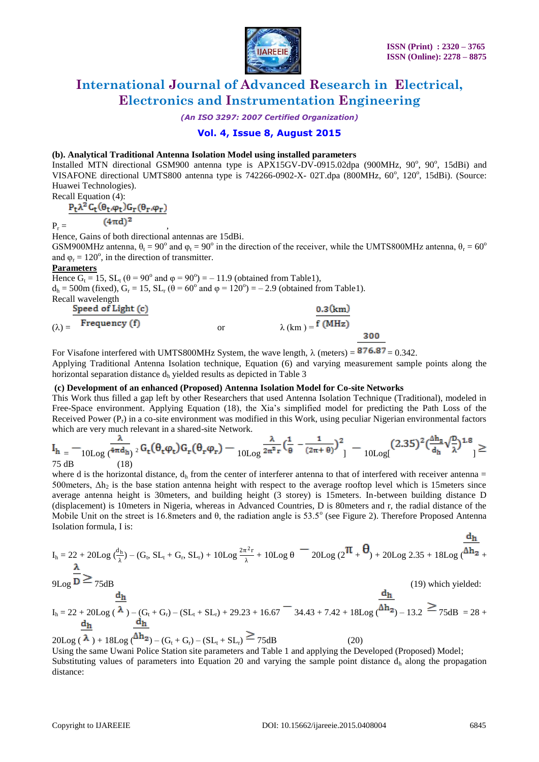**(b). Analytical Traditional Antenna Isolation Model using installed parameters**

Installed MTN directional GSM900 antenna type is APX15GV-DV-0915.02dpa (900MHz, 90°, 90°, 15dBi) and VISAFONE directional UMTS800 antenna type is 742266-0902-X- 02T.dpa (800MHz, 60°, 120°, 15dBi). (Source: Huawei Technologies).

Recall Equation (4):

$$P_r = \frac{P_t \lambda^2 G_t(\theta_t, \varphi_t) G_r(\theta_r, \varphi_r)}{(4\pi d)^2},$$

Hence, Gains of both directional antennas are 15dBi.

GSM900MHz antenna, $\theta_t = 90^o$ and $\varphi_t = 90^o$ in the direction of the receiver, while the UMTS800MHz antenna, $\theta_r = 60^o$ and $\varphi_r = 120^o$, in the direction of transmitter.

**Parameters**

Hence $G_t = 15$, $SL_t$ ($\theta = 90^o$ and $\varphi = 90^o$) = – 11.9 (obtained from Table1),
$d_h$ = 500m (fixed), $G_r = 15$, $SL_r$ ($\theta = 60^o$ and $\varphi = 120^o$) = – 2.9 (obtained from Table1).

Recall wavelength

$$(\lambda) = \frac{\text{Speed of Light (c)}}{\text{Frequency (f)}} \quad \text{or} \quad \lambda\text{ (km)} = \frac{0.3\text{(km)}}{f\text{ (MHz)}}$$

For Visafone interfered with UMTS800MHz System, the wave length, $\lambda$ (meters) = $\frac{300}{876.87}$ = 0.342.

Applying Traditional Antenna Isolation technique, Equation (6) and varying measurement sample points along the horizontal separation distance $d_h$ yielded results as depicted in Table 3

**(c) Development of an enhanced (Proposed) Antenna Isolation Model for Co-site Networks**

This Work thus filled a gap left by other Researchers that used Antenna Isolation Technique (Traditional), modeled in Free-Space environment. Applying Equation (18), the Xia's simplified model for predicting the Path Loss of the Received Power ($P_r$) in a co-site environment was modified in this Work, using peculiar Nigerian environmental factors which are very relevant in a shared-site Network.

$$I_h = -10\text{Log}\left(\frac{\lambda}{4\pi d_h}\right)^2 G_t(\theta_t\varphi_t)G_r(\theta_r\varphi_r) - 10\text{Log}\left[\frac{\lambda}{2\pi^2 r}\left(\frac{1}{\theta} - \frac{1}{(2\pi+\theta)}\right)^2\right] - 10\text{Log}\left[(2.35)^2\left(\frac{\Delta h_2}{d_h}\sqrt{\frac{D}{\lambda}}\right)^{1.8}\right] \geq 75\text{ dB} \qquad (18)$$

where d is the horizontal distance, $d_h$ from the center of interferer antenna to that of interfered with receiver antenna = 500meters, $\Delta h_2$ is the base station antenna height with respect to the average rooftop level which is 15meters since average antenna height is 30meters, and building height (3 storey) is 15meters. In-between building distance D (displacement) is 10meters in Nigeria, whereas in Advanced Countries, D is 80meters and r, the radial distance of the Mobile Unit on the street is 16.8meters and $\theta$, the radiation angle is 53.5° (see Figure 2). Therefore Proposed Antenna Isolation formula, I is:

$$I_h = 22 + 20\text{Log}\left(\frac{d_h}{\lambda}\right) - (G_t, SL_t + G_r, SL_r) + 10\text{Log}\frac{2\pi^2 r}{\lambda} + 10\text{Log}\,\theta - 20\text{Log}\left(2\pi + \theta\right) + 20\text{Log}\,2.35 + 18\text{Log}\left(\frac{d_h}{\Delta h_2}\right) + 9\text{Log}\frac{\lambda}{D} \geq 75\text{dB} \qquad (19)$$

which yielded:

$$I_h = 22 + 20\text{Log}\left(\frac{d_h}{\lambda}\right) - (G_t + G_r) - (SL_t + SL_r) + 29.23 + 16.67 - 34.43 + 7.42 + 18\text{Log}\left(\frac{d_h}{\Delta h_2}\right) - 13.2 \geq 75\text{dB} = 28 + 20\text{Log}\left(\frac{d_h}{\lambda}\right) + 18\text{Log}\left(\frac{d_h}{\Delta h_2}\right) - (G_t + G_r) - (SL_t + SL_r) \geq 75\text{dB} \qquad (20)$$

Using the same Uwani Police Station site parameters and Table 1 and applying the Developed (Proposed) Model; Substituting values of parameters into Equation 20 and varying the sample point distance $d_h$ along the propagation distance: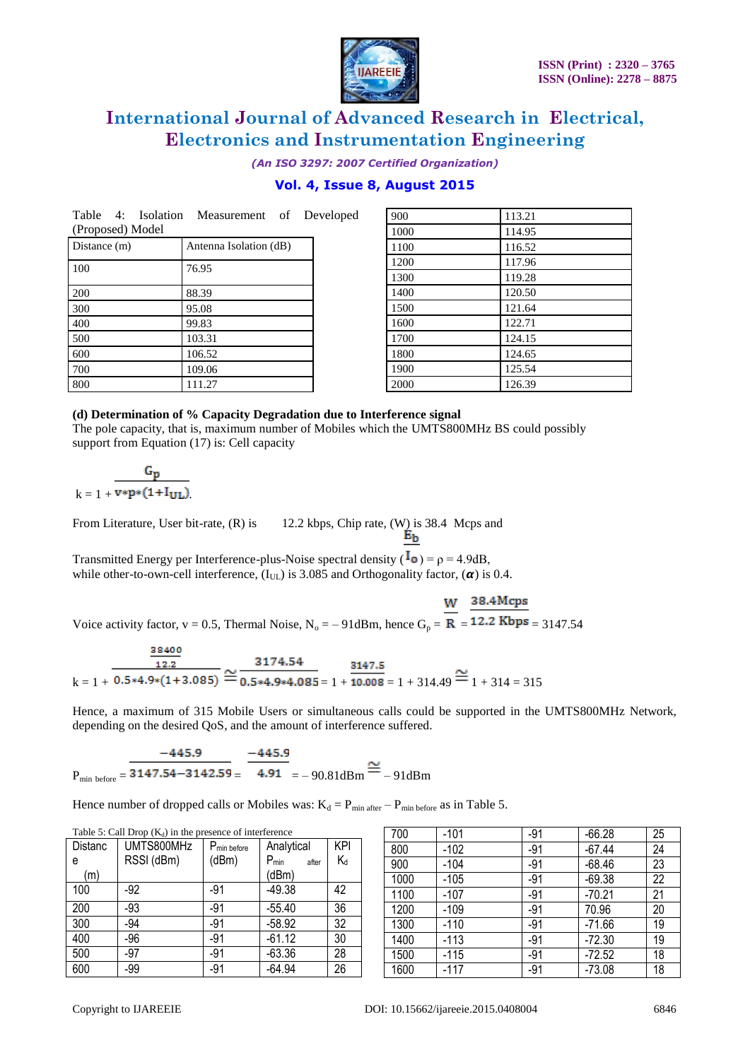Table 4: Isolation Measurement of Developed (Proposed) Model

| Distance (m) | Antenna Isolation (dB) |
|---|---|
| 100 | 76.95 |
| 200 | 88.39 |
| 300 | 95.08 |
| 400 | 99.83 |
| 500 | 103.31 |
| 600 | 106.52 |
| 700 | 109.06 |
| 800 | 111.27 |
| 900 | 113.21 |
| 1000 | 114.95 |
| 1100 | 116.52 |
| 1200 | 117.96 |
| 1300 | 119.28 |
| 1400 | 120.50 |
| 1500 | 121.64 |
| 1600 | 122.71 |
| 1700 | 124.15 |
| 1800 | 124.65 |
| 1900 | 125.54 |
| 2000 | 126.39 |

**(d) Determination of % Capacity Degradation due to Interference signal**

The pole capacity, that is, maximum number of Mobiles which the UMTS800MHz BS could possibly support from Equation (17) is: Cell capacity

$$k = 1 + \frac{G_p}{v*p*(1+I_{UL})}.$$

From Literature, User bit-rate, (R) is 12.2 kbps, Chip rate, (W) is 38.4 Mcps and

Transmitted Energy per Interference-plus-Noise spectral density ($\frac{E_b}{I_o}$) = ρ = 4.9dB, while other-to-own-cell interference, ($I_{UL}$) is 3.085 and Orthogonality factor, ($\alpha$) is 0.4.

Voice activity factor, v = 0.5, Thermal Noise, $N_o$ = – 91dBm, hence $G_p = \frac{W}{R} = \frac{38.4\text{Mcps}}{12.2\text{ Kbps}} = 3147.54$

$$k = 1 + \frac{\frac{38400}{12.2}}{0.5*4.9*(1+3.085)} \cong \frac{3174.54}{0.5*4.9*4.085} = 1 + \frac{3147.5}{10.008} = 1 + 314.49 \cong 1 + 314 = 315$$

Hence, a maximum of 315 Mobile Users or simultaneous calls could be supported in the UMTS800MHz Network, depending on the desired QoS, and the amount of interference suffered.

$$P_{\min\ before} = \frac{-445.9}{3147.54-3142.59} = \frac{-445.9}{4.91} = -90.81\text{dBm} \cong -91\text{dBm}$$

Hence number of dropped calls or Mobiles was: $K_d = P_{\min\ after} - P_{\min\ before}$ as in Table 5.

Table 5: Call Drop ($K_d$) in the presence of interference

| Distance (m) | UMTS800MHz RSSI (dBm) | $P_{\min\ before}$ (dBm) | Analytical $P_{\min\ after}$ (dBm) | KPI $K_d$ |
|---|---|---|---|---|
| 100 | -92 | -91 | -49.38 | 42 |
| 200 | -93 | -91 | -55.40 | 36 |
| 300 | -94 | -91 | -58.92 | 32 |
| 400 | -96 | -91 | -61.12 | 30 |
| 500 | -97 | -91 | -63.36 | 28 |
| 600 | -99 | -91 | -64.94 | 26 |
| 700 | -101 | -91 | -66.28 | 25 |
| 800 | -102 | -91 | -67.44 | 24 |
| 900 | -104 | -91 | -68.46 | 23 |
| 1000 | -105 | -91 | -69.38 | 22 |
| 1100 | -107 | -91 | -70.21 | 21 |
| 1200 | -109 | -91 | 70.96 | 20 |
| 1300 | -110 | -91 | -71.66 | 19 |
| 1400 | -113 | -91 | -72.30 | 19 |
| 1500 | -115 | -91 | -72.52 | 18 |
| 1600 | -117 | -91 | -73.08 | 18 |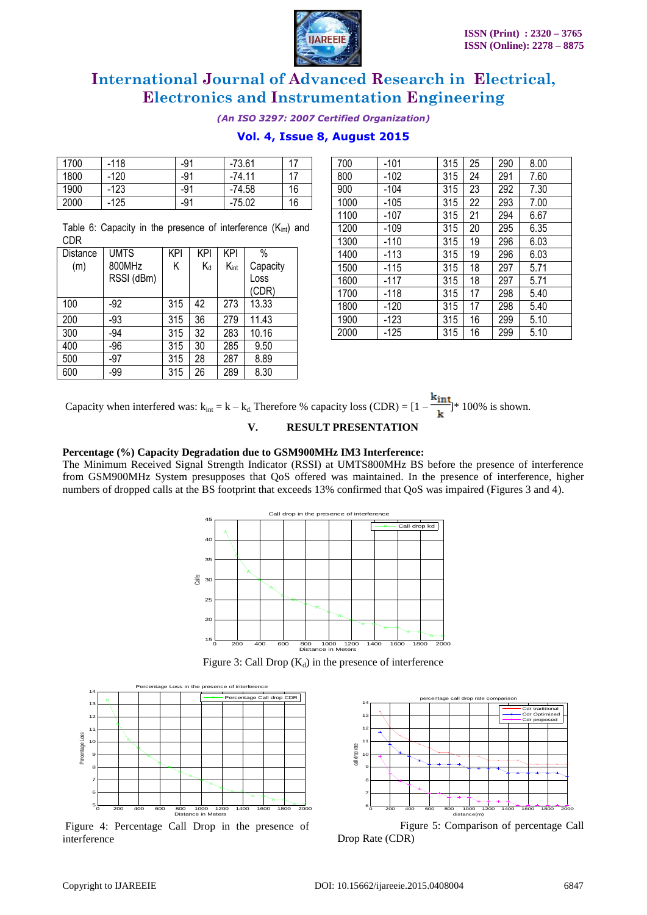| 1700 | -118 | -91 | -73.61 | 17 |
|---|---|---|---|---|
| 1800 | -120 | -91 | -74.11 | 17 |
| 1900 | -123 | -91 | -74.58 | 16 |
| 2000 | -125 | -91 | -75.02 | 16 |

Table 6: Capacity in the presence of interference ($K_{int}$) and CDR

| Distance (m) | UMTS 800MHz RSSI (dBm) | KPI K | KPI $K_d$ | KPI $K_{int}$ | % Capacity Loss (CDR) |
|---|---|---|---|---|---|
| 100 | -92 | 315 | 42 | 273 | 13.33 |
| 200 | -93 | 315 | 36 | 279 | 11.43 |
| 300 | -94 | 315 | 32 | 283 | 10.16 |
| 400 | -96 | 315 | 30 | 285 | 9.50 |
| 500 | -97 | 315 | 28 | 287 | 8.89 |
| 600 | -99 | 315 | 26 | 289 | 8.30 |
| 700 | -101 | 315 | 25 | 290 | 8.00 |
| 800 | -102 | 315 | 24 | 291 | 7.60 |
| 900 | -104 | 315 | 23 | 292 | 7.30 |
| 1000 | -105 | 315 | 22 | 293 | 7.00 |
| 1100 | -107 | 315 | 21 | 294 | 6.67 |
| 1200 | -109 | 315 | 20 | 295 | 6.35 |
| 1300 | -110 | 315 | 19 | 296 | 6.03 |
| 1400 | -113 | 315 | 19 | 296 | 6.03 |
| 1500 | -115 | 315 | 18 | 297 | 5.71 |
| 1600 | -117 | 315 | 18 | 297 | 5.71 |
| 1700 | -118 | 315 | 17 | 298 | 5.40 |
| 1800 | -120 | 315 | 17 | 298 | 5.40 |
| 1900 | -123 | 315 | 16 | 299 | 5.10 |
| 2000 | -125 | 315 | 16 | 299 | 5.10 |

Capacity when interfered was: $k_{int} = k - k_d$. Therefore % capacity loss (CDR) = $[1 - \frac{k_{int}}{k}]$* 100% is shown.

## V. RESULT PRESENTATION

**Percentage (%) Capacity Degradation due to GSM900MHz IM3 Interference:**

The Minimum Received Signal Strength Indicator (RSSI) at UMTS800MHz BS before the presence of interference from GSM900MHz System presupposes that QoS offered was maintained. In the presence of interference, higher numbers of dropped calls at the BS footprint that exceeds 13% confirmed that QoS was impaired (Figures 3 and 4).

Figure 3: Call Drop ($K_d$) in the presence of interference

Figure 4: Percentage Call Drop in the presence of interference

Figure 5: Comparison of percentage Call Drop Rate (CDR)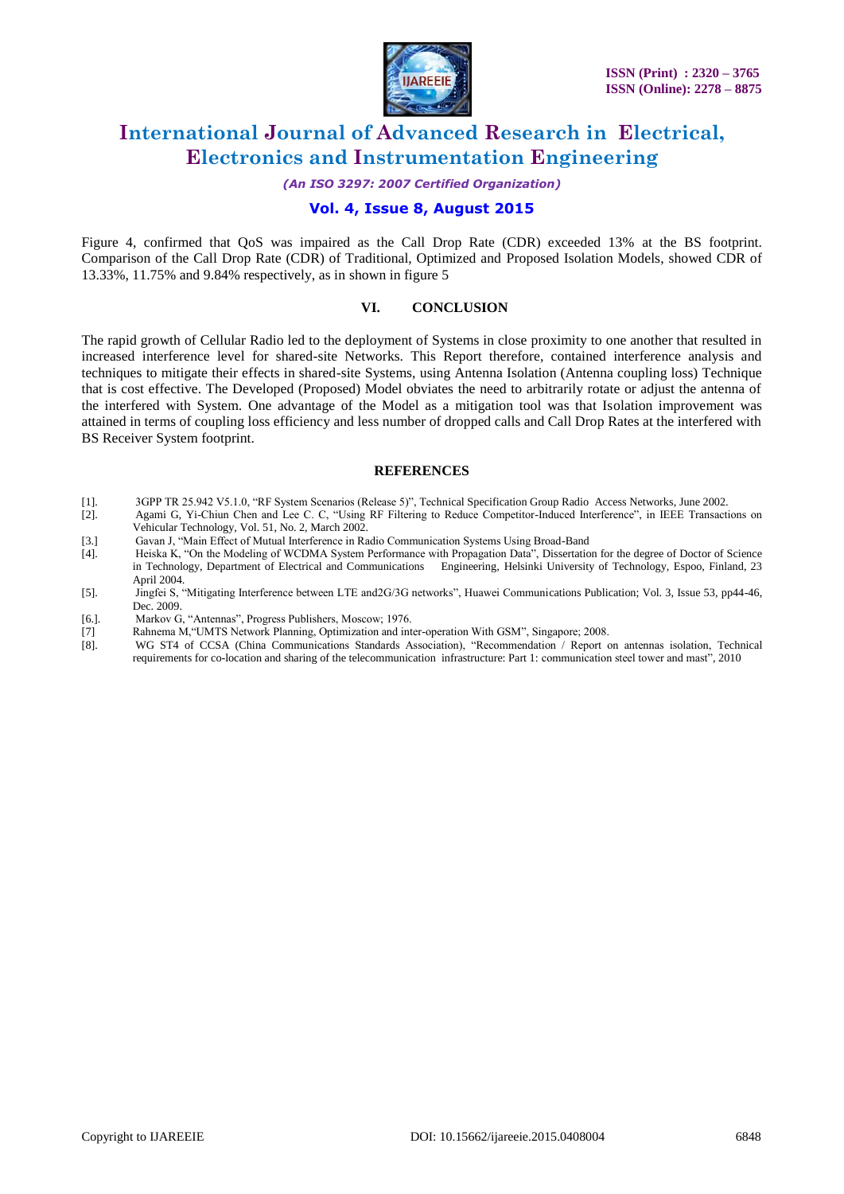Figure 4, confirmed that QoS was impaired as the Call Drop Rate (CDR) exceeded 13% at the BS footprint. Comparison of the Call Drop Rate (CDR) of Traditional, Optimized and Proposed Isolation Models, showed CDR of 13.33%, 11.75% and 9.84% respectively, as in shown in figure 5

## VI. CONCLUSION

The rapid growth of Cellular Radio led to the deployment of Systems in close proximity to one another that resulted in increased interference level for shared-site Networks. This Report therefore, contained interference analysis and techniques to mitigate their effects in shared-site Systems, using Antenna Isolation (Antenna coupling loss) Technique that is cost effective. The Developed (Proposed) Model obviates the need to arbitrarily rotate or adjust the antenna of the interfered with System. One advantage of the Model as a mitigation tool was that Isolation improvement was attained in terms of coupling loss efficiency and less number of dropped calls and Call Drop Rates at the interfered with BS Receiver System footprint.

## REFERENCES

[1]. 3GPP TR 25.942 V5.1.0, "RF System Scenarios (Release 5)", Technical Specification Group Radio Access Networks, June 2002.

[2]. Agami G, Yi-Chiun Chen and Lee C. C, "Using RF Filtering to Reduce Competitor-Induced Interference", in IEEE Transactions on Vehicular Technology, Vol. 51, No. 2, March 2002.

[3.] Gavan J, "Main Effect of Mutual Interference in Radio Communication Systems Using Broad-Band

[4]. Heiska K, "On the Modeling of WCDMA System Performance with Propagation Data", Dissertation for the degree of Doctor of Science in Technology, Department of Electrical and Communications Engineering, Helsinki University of Technology, Espoo, Finland, 23 April 2004.

[5]. Jingfei S, "Mitigating Interference between LTE and2G/3G networks", Huawei Communications Publication; Vol. 3, Issue 53, pp44-46, Dec. 2009.

[6.]. Markov G, "Antennas", Progress Publishers, Moscow; 1976.

[7] Rahnema M,"UMTS Network Planning, Optimization and inter-operation With GSM", Singapore; 2008.

[8]. WG ST4 of CCSA (China Communications Standards Association), "Recommendation / Report on antennas isolation, Technical requirements for co-location and sharing of the telecommunication infrastructure: Part 1: communication steel tower and mast", 2010